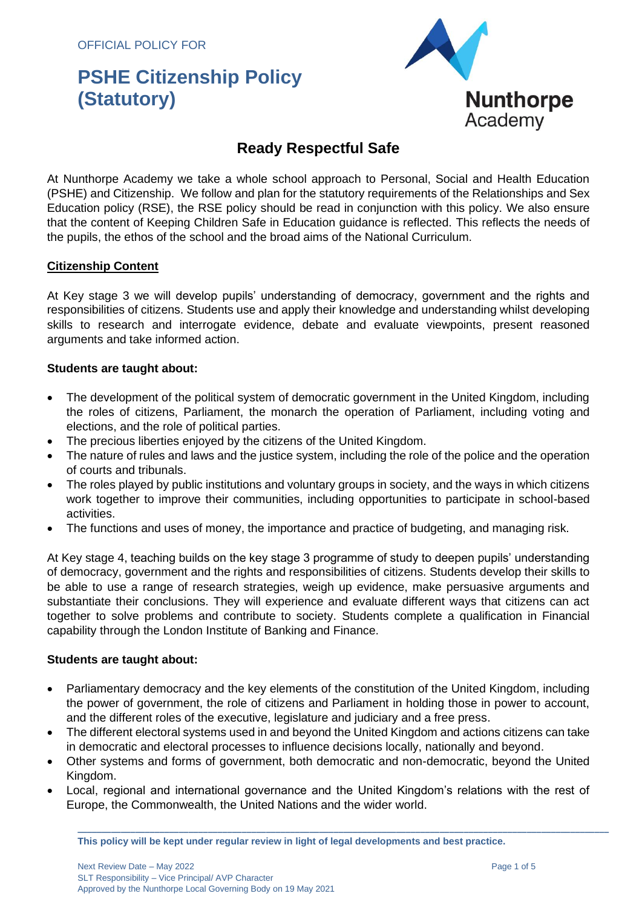OFFICIAL POLICY FOR

# PSHE Citizenship Policy (Statutory)

Nunthorpe Academy

## Ready Respectful Safe

At Nunthorpe Academy we take a whole school approach to Personal, Social and Health Education (PSHE) and Citizenship. We follow and plan for the statutory requirements of the Relationships and Sex Education policy (RSE), the RSE policy should be read in conjunction with this policy. We also ensure that the content of Keeping Children Safe in Education guidance is reflected. This reflects the needs of the pupils, the ethos of the school and the broad aims of the National Curriculum.

### Citizenship Content

At Key stage 3 we will develop pupils' understanding of democracy, government and the rights and responsibilities of citizens. Students use and apply their knowledge and understanding whilst developing skills to research and interrogate evidence, debate and evaluate viewpoints, present reasoned arguments and take informed action.

**Students are taught about:**

- The development of the political system of democratic government in the United Kingdom, including the roles of citizens, Parliament, the monarch the operation of Parliament, including voting and elections, and the role of political parties.
- The precious liberties enjoyed by the citizens of the United Kingdom.
- The nature of rules and laws and the justice system, including the role of the police and the operation of courts and tribunals.
- The roles played by public institutions and voluntary groups in society, and the ways in which citizens work together to improve their communities, including opportunities to participate in school-based activities.
- The functions and uses of money, the importance and practice of budgeting, and managing risk.

At Key stage 4, teaching builds on the key stage 3 programme of study to deepen pupils' understanding of democracy, government and the rights and responsibilities of citizens. Students develop their skills to be able to use a range of research strategies, weigh up evidence, make persuasive arguments and substantiate their conclusions. They will experience and evaluate different ways that citizens can act together to solve problems and contribute to society. Students complete a qualification in Financial capability through the London Institute of Banking and Finance.

**Students are taught about:**

- Parliamentary democracy and the key elements of the constitution of the United Kingdom, including the power of government, the role of citizens and Parliament in holding those in power to account, and the different roles of the executive, legislature and judiciary and a free press.
- The different electoral systems used in and beyond the United Kingdom and actions citizens can take in democratic and electoral processes to influence decisions locally, nationally and beyond.
- Other systems and forms of government, both democratic and non-democratic, beyond the United Kingdom.
- Local, regional and international governance and the United Kingdom's relations with the rest of Europe, the Commonwealth, the United Nations and the wider world.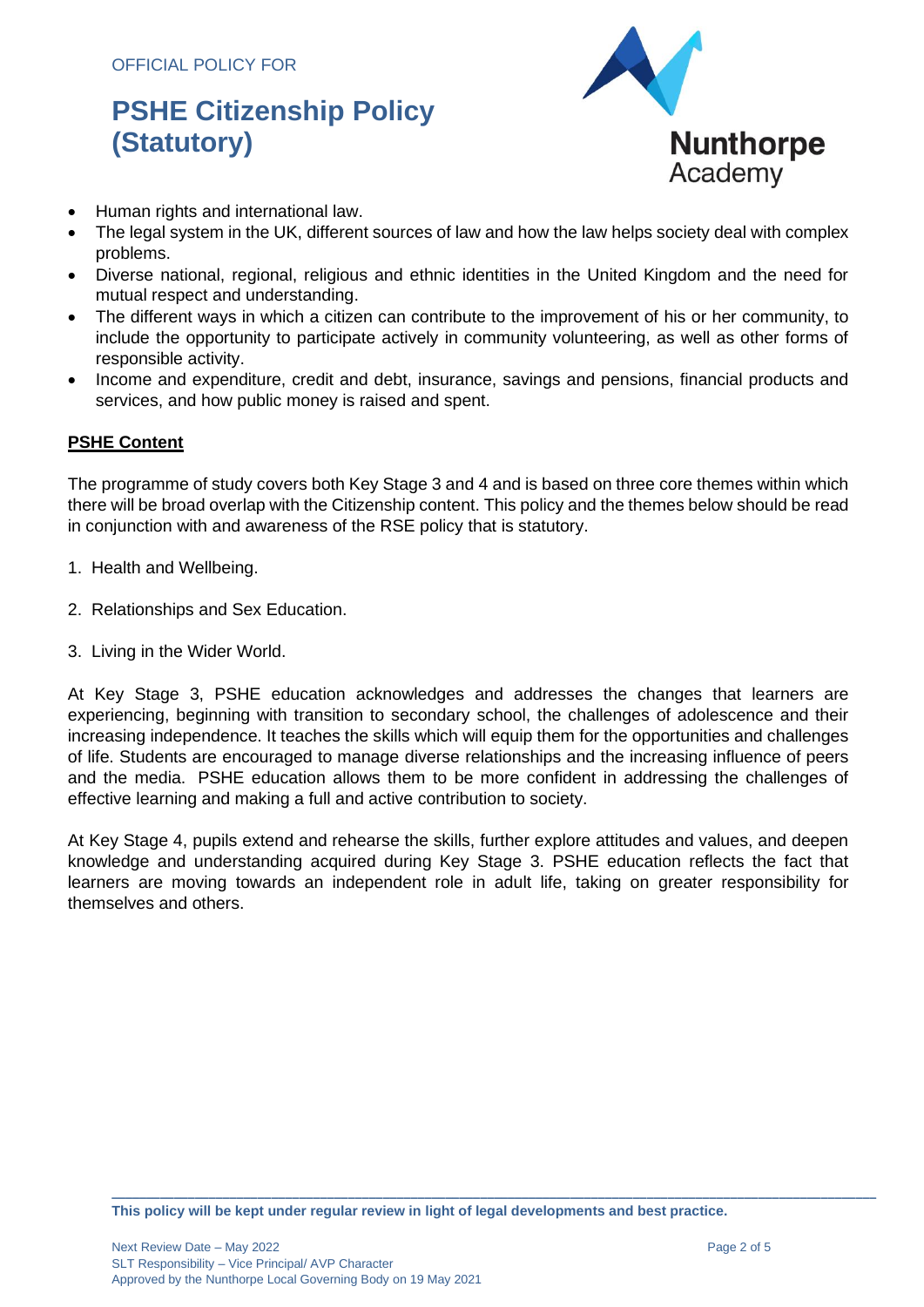- Human rights and international law.
- The legal system in the UK, different sources of law and how the law helps society deal with complex problems.
- Diverse national, regional, religious and ethnic identities in the United Kingdom and the need for mutual respect and understanding.
- The different ways in which a citizen can contribute to the improvement of his or her community, to include the opportunity to participate actively in community volunteering, as well as other forms of responsible activity.
- Income and expenditure, credit and debt, insurance, savings and pensions, financial products and services, and how public money is raised and spent.

**PSHE Content**

The programme of study covers both Key Stage 3 and 4 and is based on three core themes within which there will be broad overlap with the Citizenship content. This policy and the themes below should be read in conjunction with and awareness of the RSE policy that is statutory.

1. Health and Wellbeing.

2. Relationships and Sex Education.

3. Living in the Wider World.

At Key Stage 3, PSHE education acknowledges and addresses the changes that learners are experiencing, beginning with transition to secondary school, the challenges of adolescence and their increasing independence. It teaches the skills which will equip them for the opportunities and challenges of life. Students are encouraged to manage diverse relationships and the increasing influence of peers and the media. PSHE education allows them to be more confident in addressing the challenges of effective learning and making a full and active contribution to society.

At Key Stage 4, pupils extend and rehearse the skills, further explore attitudes and values, and deepen knowledge and understanding acquired during Key Stage 3. PSHE education reflects the fact that learners are moving towards an independent role in adult life, taking on greater responsibility for themselves and others.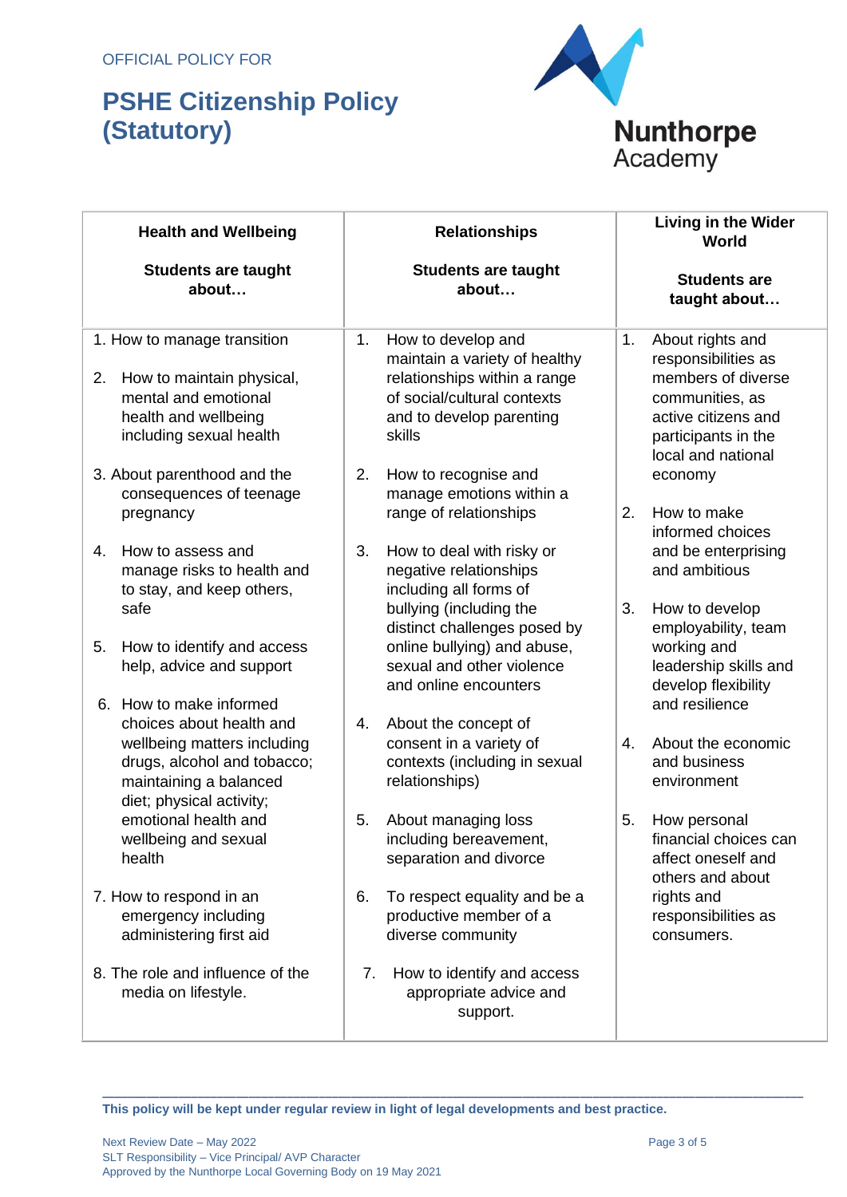OFFICIAL POLICY FOR

# PSHE Citizenship Policy (Statutory)

| Health and Wellbeing<br><br>Students are taught about… | Relationships<br><br>Students are taught about… | Living in the Wider World<br><br>Students are taught about… |
|---|---|---|
| 1. How to manage transition<br><br>2. How to maintain physical, mental and emotional health and wellbeing including sexual health<br><br>3. About parenthood and the consequences of teenage pregnancy<br><br>4. How to assess and manage risks to health and to stay, and keep others, safe<br><br>5. How to identify and access help, advice and support<br><br>6. How to make informed choices about health and wellbeing matters including drugs, alcohol and tobacco; maintaining a balanced diet; physical activity; emotional health and wellbeing and sexual health<br><br>7. How to respond in an emergency including administering first aid<br><br>8. The role and influence of the media on lifestyle. | 1. How to develop and maintain a variety of healthy relationships within a range of social/cultural contexts and to develop parenting skills<br><br>2. How to recognise and manage emotions within a range of relationships<br><br>3. How to deal with risky or negative relationships including all forms of bullying (including the distinct challenges posed by online bullying) and abuse, sexual and other violence and online encounters<br><br>4. About the concept of consent in a variety of contexts (including in sexual relationships)<br><br>5. About managing loss including bereavement, separation and divorce<br><br>6. To respect equality and be a productive member of a diverse community<br><br>7. How to identify and access appropriate advice and support. | 1. About rights and responsibilities as members of diverse communities, as active citizens and participants in the local and national economy<br><br>2. How to make informed choices and be enterprising and ambitious<br><br>3. How to develop employability, team working and leadership skills and develop flexibility and resilience<br><br>4. About the economic and business environment<br><br>5. How personal financial choices can affect oneself and others and about rights and responsibilities as consumers. |

**This policy will be kept under regular review in light of legal developments and best practice.**

Next Review Date – May 2022
SLT Responsibility – Vice Principal/ AVP Character
Approved by the Nunthorpe Local Governing Body on 19 May 2021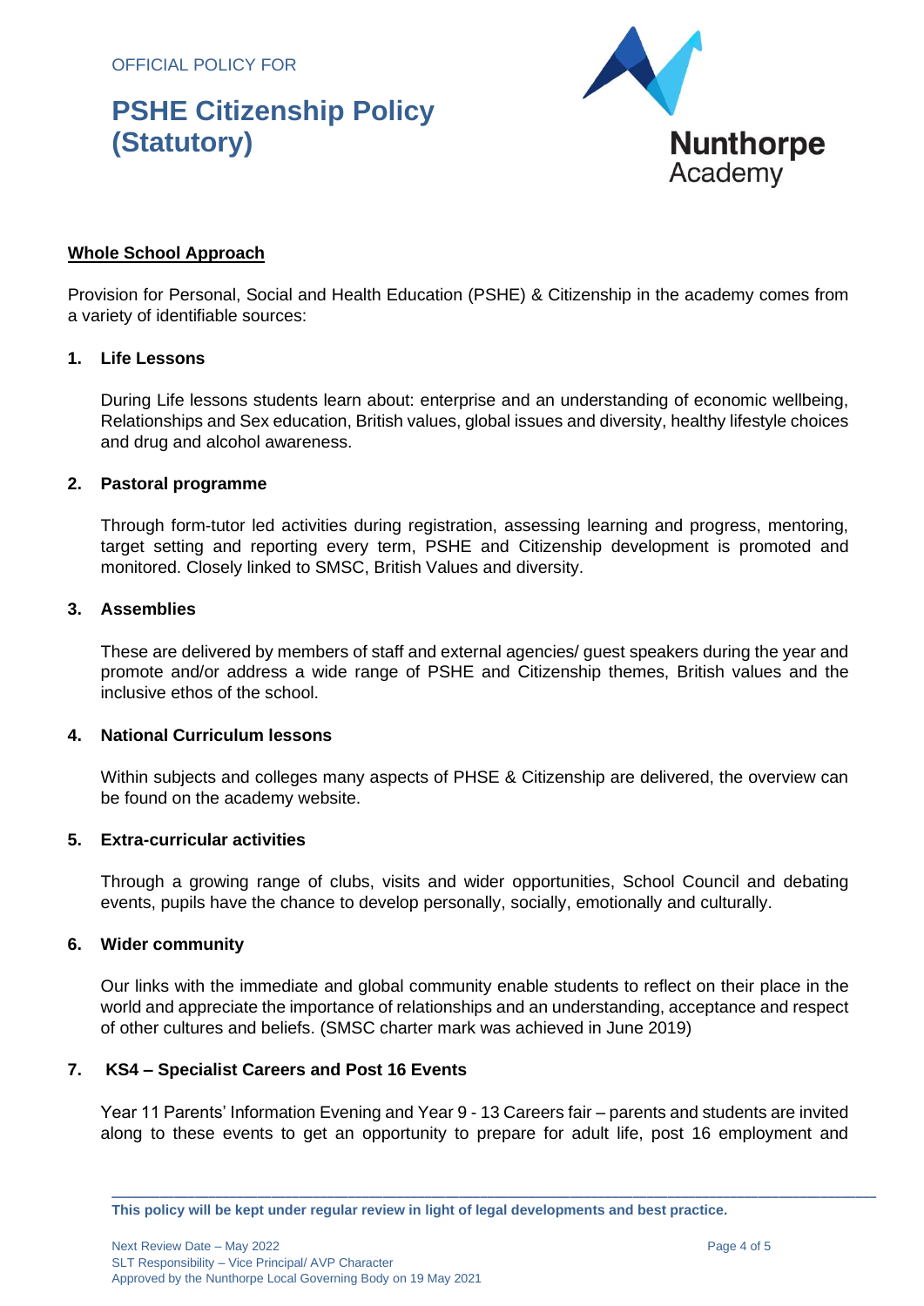## Whole School Approach

Provision for Personal, Social and Health Education (PSHE) & Citizenship in the academy comes from a variety of identifiable sources:

**1. Life Lessons**

During Life lessons students learn about: enterprise and an understanding of economic wellbeing, Relationships and Sex education, British values, global issues and diversity, healthy lifestyle choices and drug and alcohol awareness.

**2. Pastoral programme**

Through form-tutor led activities during registration, assessing learning and progress, mentoring, target setting and reporting every term, PSHE and Citizenship development is promoted and monitored. Closely linked to SMSC, British Values and diversity.

**3. Assemblies**

These are delivered by members of staff and external agencies/ guest speakers during the year and promote and/or address a wide range of PSHE and Citizenship themes, British values and the inclusive ethos of the school.

**4. National Curriculum lessons**

Within subjects and colleges many aspects of PHSE & Citizenship are delivered, the overview can be found on the academy website.

**5. Extra-curricular activities**

Through a growing range of clubs, visits and wider opportunities, School Council and debating events, pupils have the chance to develop personally, socially, emotionally and culturally.

**6. Wider community**

Our links with the immediate and global community enable students to reflect on their place in the world and appreciate the importance of relationships and an understanding, acceptance and respect of other cultures and beliefs. (SMSC charter mark was achieved in June 2019)

**7. KS4 – Specialist Careers and Post 16 Events**

Year 11 Parents' Information Evening and Year 9 - 13 Careers fair – parents and students are invited along to these events to get an opportunity to prepare for adult life, post 16 employment and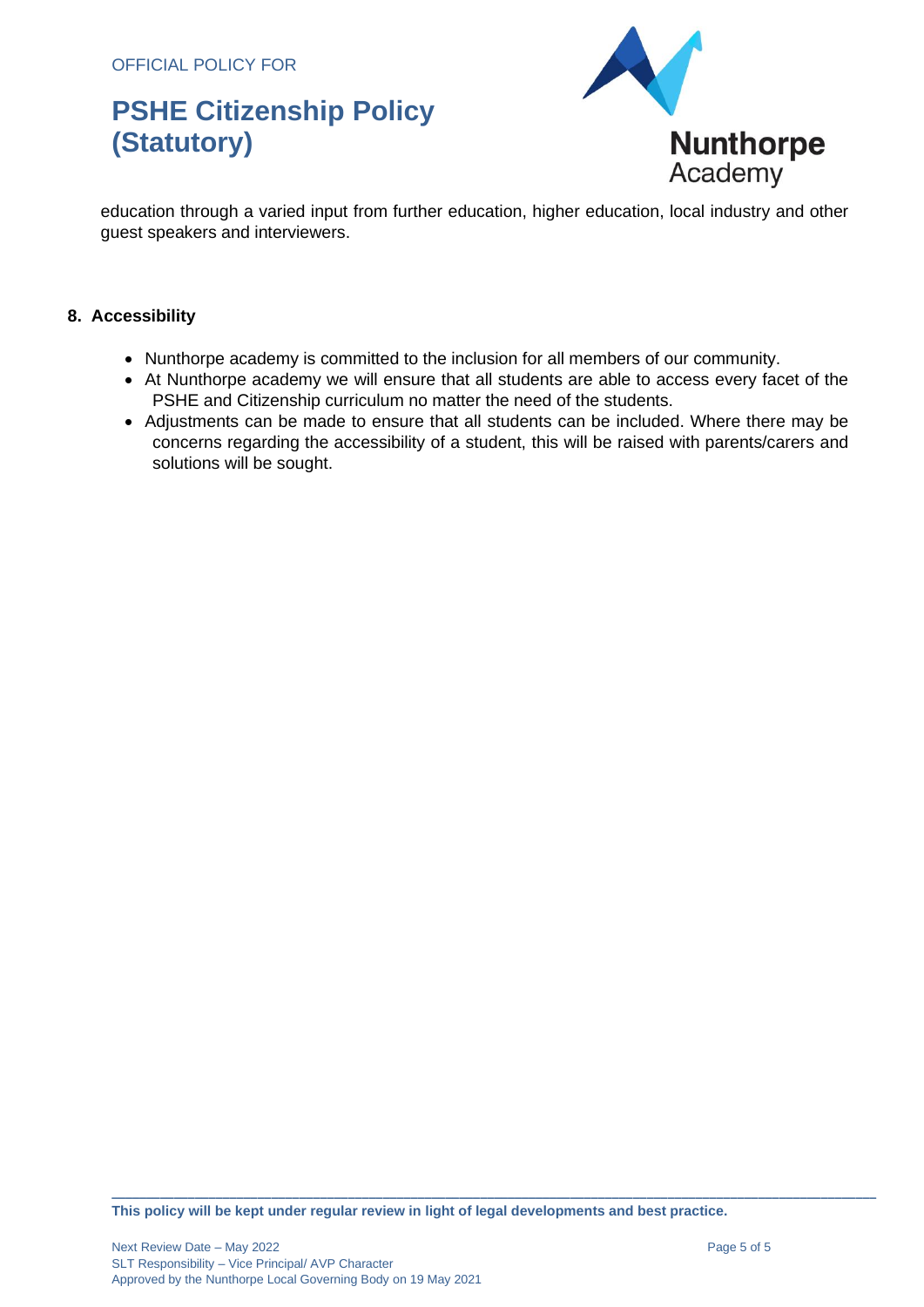education through a varied input from further education, higher education, local industry and other guest speakers and interviewers.

## 8. Accessibility

- Nunthorpe academy is committed to the inclusion for all members of our community.
- At Nunthorpe academy we will ensure that all students are able to access every facet of the PSHE and Citizenship curriculum no matter the need of the students.
- Adjustments can be made to ensure that all students can be included. Where there may be concerns regarding the accessibility of a student, this will be raised with parents/carers and solutions will be sought.

**This policy will be kept under regular review in light of legal developments and best practice.**

Next Review Date – May 2022
SLT Responsibility – Vice Principal/ AVP Character
Approved by the Nunthorpe Local Governing Body on 19 May 2021